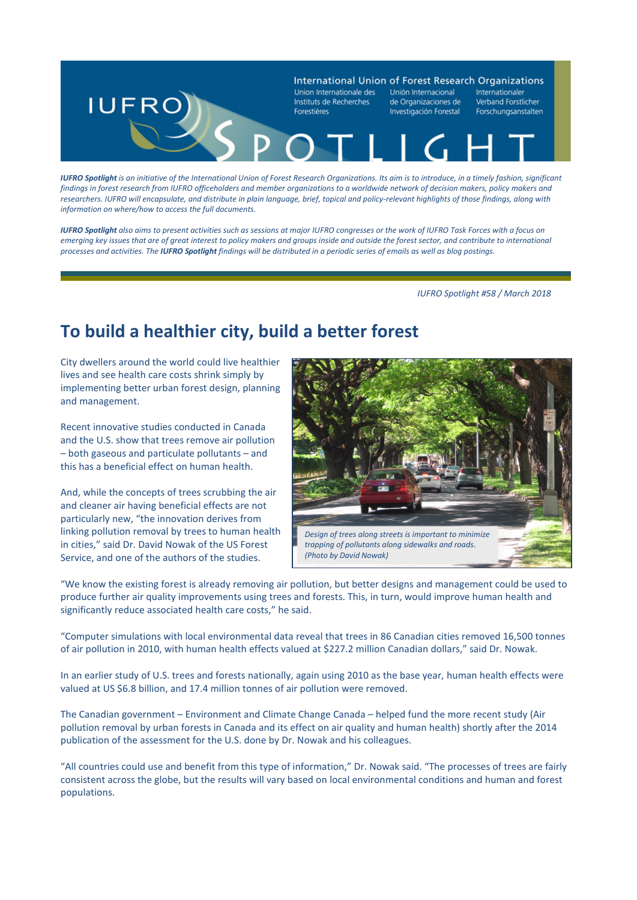International Union of Forest Research Organizations
Union Internationale des Instituts de Recherches Forestières
Unión Internacional de Organizaciones de Investigación Forestal
Internationaler Verband Forstlicher Forschungsanstalten

IUFRO SPOTLIGHT

***IUFRO Spotlight*** *is an initiative of the International Union of Forest Research Organizations. Its aim is to introduce, in a timely fashion, significant findings in forest research from IUFRO officeholders and member organizations to a worldwide network of decision makers, policy makers and researchers. IUFRO will encapsulate, and distribute in plain language, brief, topical and policy-relevant highlights of those findings, along with information on where/how to access the full documents.*

***IUFRO Spotlight*** *also aims to present activities such as sessions at major IUFRO congresses or the work of IUFRO Task Forces with a focus on emerging key issues that are of great interest to policy makers and groups inside and outside the forest sector, and contribute to international processes and activities. The* ***IUFRO Spotlight*** *findings will be distributed in a periodic series of emails as well as blog postings.*

*IUFRO Spotlight #58 / March 2018*

# To build a healthier city, build a better forest

City dwellers around the world could live healthier lives and see health care costs shrink simply by implementing better urban forest design, planning and management.

Recent innovative studies conducted in Canada and the U.S. show that trees remove air pollution – both gaseous and particulate pollutants – and this has a beneficial effect on human health.

And, while the concepts of trees scrubbing the air and cleaner air having beneficial effects are not particularly new, "the innovation derives from linking pollution removal by trees to human health in cities," said Dr. David Nowak of the US Forest Service, and one of the authors of the studies.

*Design of trees along streets is important to minimize trapping of pollutants along sidewalks and roads. (Photo by David Nowak)*

"We know the existing forest is already removing air pollution, but better designs and management could be used to produce further air quality improvements using trees and forests. This, in turn, would improve human health and significantly reduce associated health care costs," he said.

"Computer simulations with local environmental data reveal that trees in 86 Canadian cities removed 16,500 tonnes of air pollution in 2010, with human health effects valued at $227.2 million Canadian dollars," said Dr. Nowak.

In an earlier study of U.S. trees and forests nationally, again using 2010 as the base year, human health effects were valued at US $6.8 billion, and 17.4 million tonnes of air pollution were removed.

The Canadian government – Environment and Climate Change Canada – helped fund the more recent study (Air pollution removal by urban forests in Canada and its effect on air quality and human health) shortly after the 2014 publication of the assessment for the U.S. done by Dr. Nowak and his colleagues.

"All countries could use and benefit from this type of information," Dr. Nowak said. "The processes of trees are fairly consistent across the globe, but the results will vary based on local environmental conditions and human and forest populations.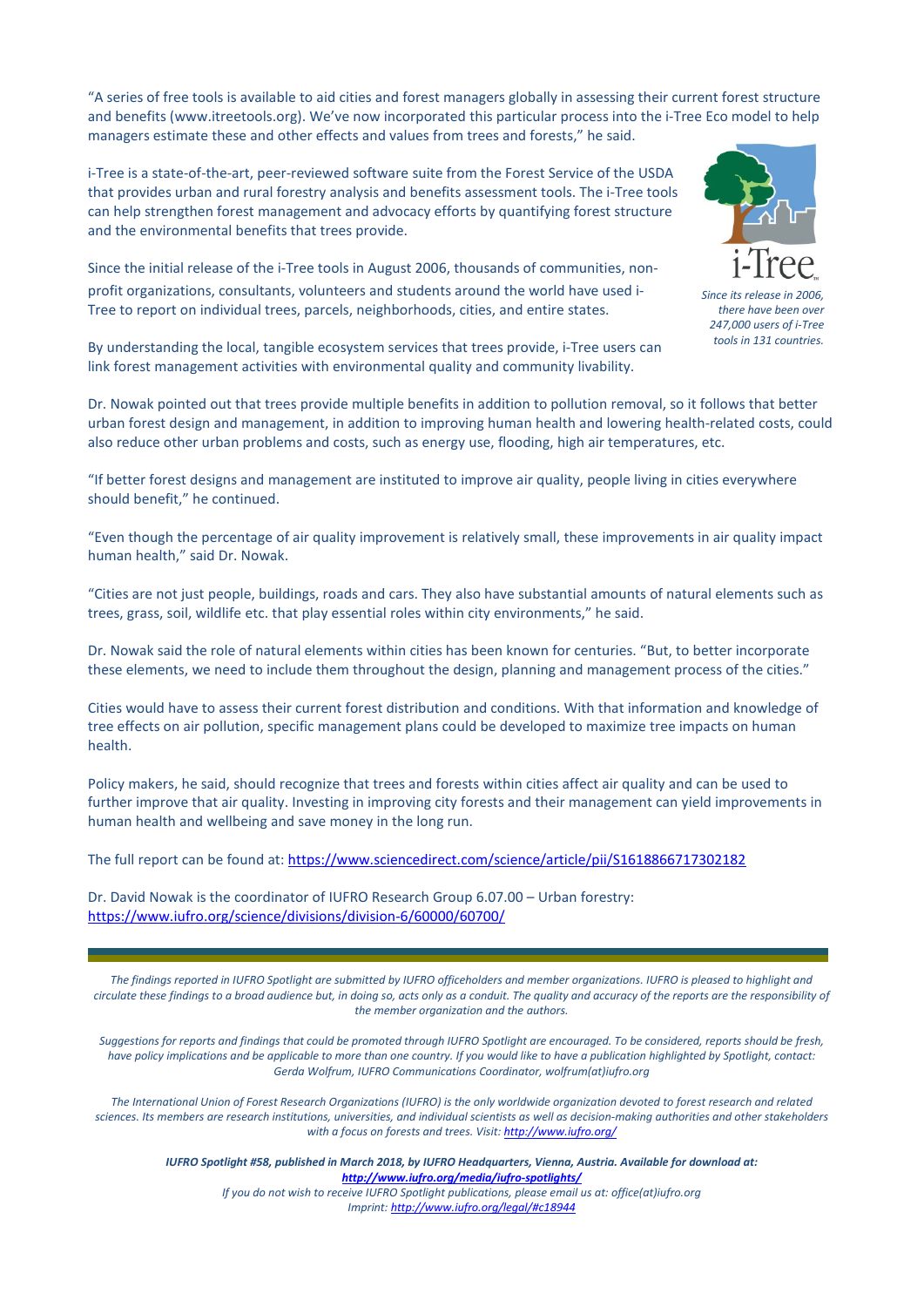"A series of free tools is available to aid cities and forest managers globally in assessing their current forest structure and benefits (www.itreetools.org). We've now incorporated this particular process into the i-Tree Eco model to help managers estimate these and other effects and values from trees and forests," he said.

i-Tree is a state-of-the-art, peer-reviewed software suite from the Forest Service of the USDA that provides urban and rural forestry analysis and benefits assessment tools. The i-Tree tools can help strengthen forest management and advocacy efforts by quantifying forest structure and the environmental benefits that trees provide.

Since the initial release of the i-Tree tools in August 2006, thousands of communities, non-profit organizations, consultants, volunteers and students around the world have used i-Tree to report on individual trees, parcels, neighborhoods, cities, and entire states.

*Since its release in 2006, there have been over 247,000 users of i-Tree tools in 131 countries.*

By understanding the local, tangible ecosystem services that trees provide, i-Tree users can link forest management activities with environmental quality and community livability.

Dr. Nowak pointed out that trees provide multiple benefits in addition to pollution removal, so it follows that better urban forest design and management, in addition to improving human health and lowering health-related costs, could also reduce other urban problems and costs, such as energy use, flooding, high air temperatures, etc.

"If better forest designs and management are instituted to improve air quality, people living in cities everywhere should benefit," he continued.

"Even though the percentage of air quality improvement is relatively small, these improvements in air quality impact human health," said Dr. Nowak.

"Cities are not just people, buildings, roads and cars. They also have substantial amounts of natural elements such as trees, grass, soil, wildlife etc. that play essential roles within city environments," he said.

Dr. Nowak said the role of natural elements within cities has been known for centuries. "But, to better incorporate these elements, we need to include them throughout the design, planning and management process of the cities."

Cities would have to assess their current forest distribution and conditions. With that information and knowledge of tree effects on air pollution, specific management plans could be developed to maximize tree impacts on human health.

Policy makers, he said, should recognize that trees and forests within cities affect air quality and can be used to further improve that air quality. Investing in improving city forests and their management can yield improvements in human health and wellbeing and save money in the long run.

The full report can be found at: https://www.sciencedirect.com/science/article/pii/S1618866717302182

Dr. David Nowak is the coordinator of IUFRO Research Group 6.07.00 – Urban forestry: https://www.iufro.org/science/divisions/division-6/60000/60700/

---

*The findings reported in IUFRO Spotlight are submitted by IUFRO officeholders and member organizations. IUFRO is pleased to highlight and circulate these findings to a broad audience but, in doing so, acts only as a conduit. The quality and accuracy of the reports are the responsibility of the member organization and the authors.*

*Suggestions for reports and findings that could be promoted through IUFRO Spotlight are encouraged. To be considered, reports should be fresh, have policy implications and be applicable to more than one country. If you would like to have a publication highlighted by Spotlight, contact: Gerda Wolfrum, IUFRO Communications Coordinator, wolfrum(at)iufro.org*

*The International Union of Forest Research Organizations (IUFRO) is the only worldwide organization devoted to forest research and related sciences. Its members are research institutions, universities, and individual scientists as well as decision-making authorities and other stakeholders with a focus on forests and trees. Visit: http://www.iufro.org/*

***IUFRO Spotlight #58, published in March 2018, by IUFRO Headquarters, Vienna, Austria. Available for download at: http://www.iufro.org/media/iufro-spotlights/***

*If you do not wish to receive IUFRO Spotlight publications, please email us at: office(at)iufro.org*

*Imprint: http://www.iufro.org/legal/#c18944*